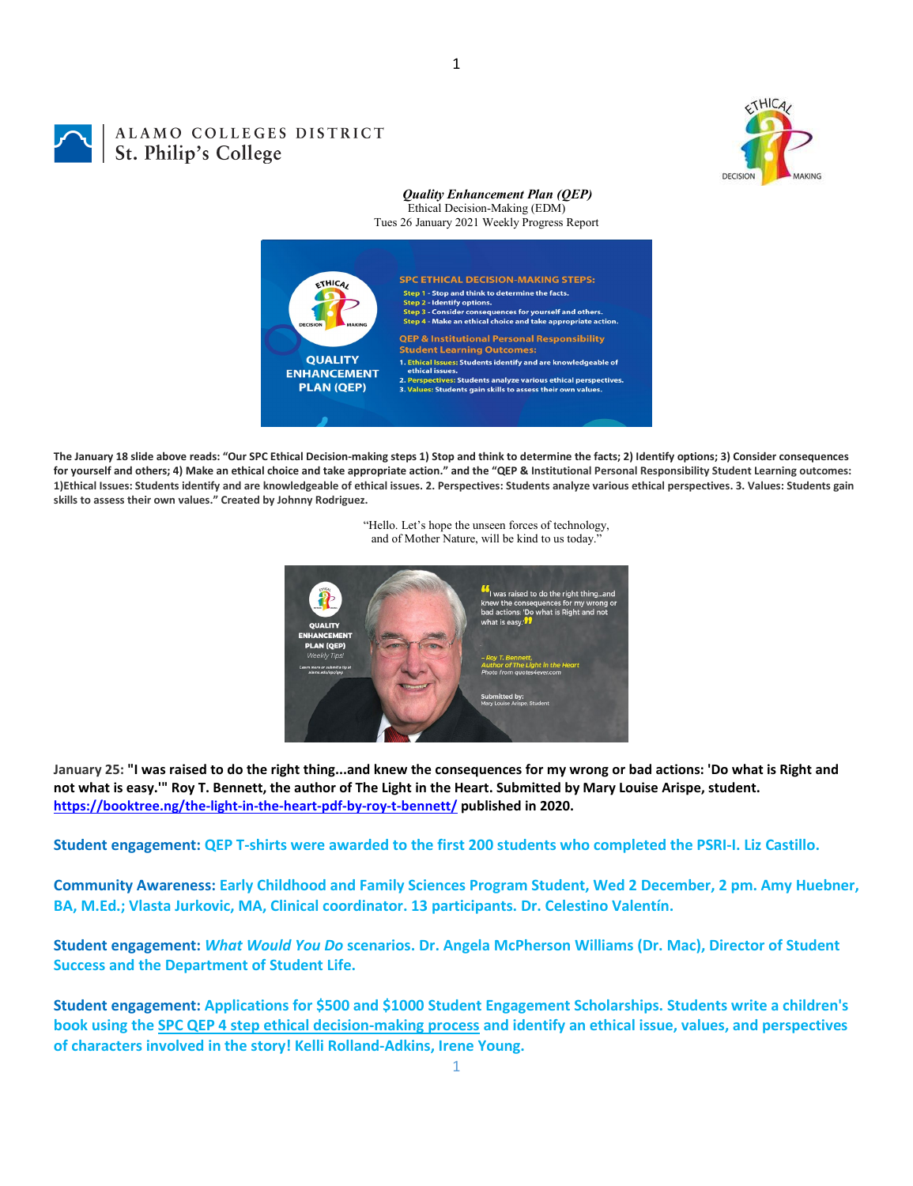ALAMO COLLEGES DISTRICT
St. Philip's College

***Quality Enhancement Plan (QEP)***
Ethical Decision-Making (EDM)
Tues 26 January 2021 Weekly Progress Report

**The January 18 slide above reads: "Our SPC Ethical Decision-making steps 1) Stop and think to determine the facts; 2) Identify options; 3) Consider consequences for yourself and others; 4) Make an ethical choice and take appropriate action." and the "QEP & Institutional Personal Responsibility Student Learning outcomes: 1)Ethical Issues: Students identify and are knowledgeable of ethical issues. 2. Perspectives: Students analyze various ethical perspectives. 3. Values: Students gain skills to assess their own values." Created by Johnny Rodriguez.**

"Hello. Let's hope the unseen forces of technology, and of Mother Nature, will be kind to us today."

**January 25: "I was raised to do the right thing...and knew the consequences for my wrong or bad actions: 'Do what is Right and not what is easy.'" Roy T. Bennett, the author of The Light in the Heart. Submitted by Mary Louise Arispe, student. https://booktree.ng/the-light-in-the-heart-pdf-by-roy-t-bennett/ published in 2020.**

**Student engagement:** QEP T-shirts were awarded to the first 200 students who completed the PSRI-I. Liz Castillo.

**Community Awareness:** Early Childhood and Family Sciences Program Student, Wed 2 December, 2 pm. Amy Huebner, BA, M.Ed.; Vlasta Jurkovic, MA, Clinical coordinator. 13 participants. Dr. Celestino Valentín.

**Student engagement:** *What Would You Do* scenarios. Dr. Angela McPherson Williams (Dr. Mac), Director of Student Success and the Department of Student Life.

**Student engagement:** Applications for $500 and $1000 Student Engagement Scholarships. Students write a children's book using the SPC QEP 4 step ethical decision-making process and identify an ethical issue, values, and perspectives of characters involved in the story! Kelli Rolland-Adkins, Irene Young.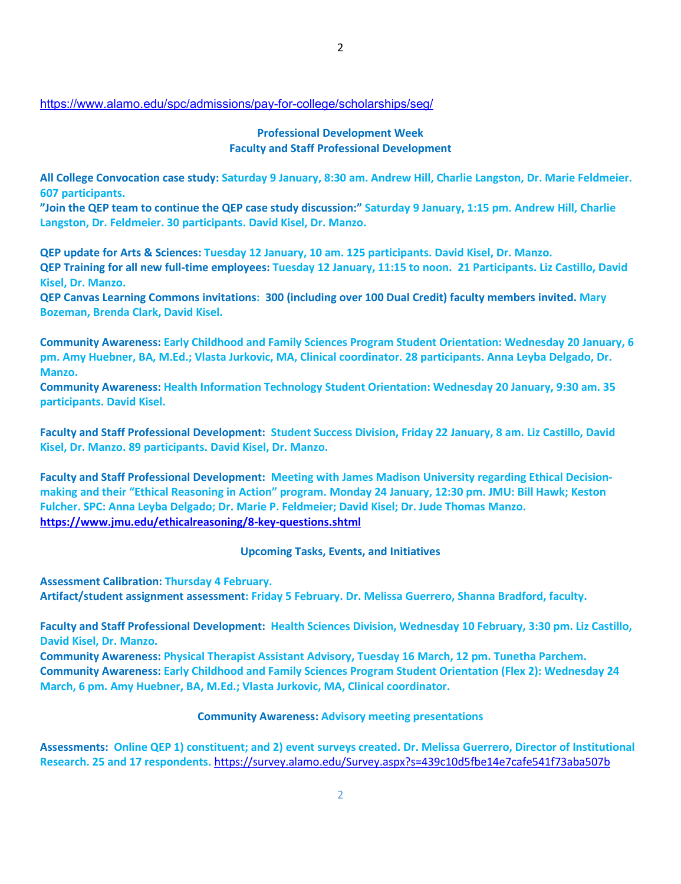https://www.alamo.edu/spc/admissions/pay-for-college/scholarships/seg/

## Professional Development Week
## Faculty and Staff Professional Development

**All College Convocation case study:** Saturday 9 January, 8:30 am. Andrew Hill, Charlie Langston, Dr. Marie Feldmeier. 607 participants.
**"Join the QEP team to continue the QEP case study discussion:"** Saturday 9 January, 1:15 pm. Andrew Hill, Charlie Langston, Dr. Feldmeier. 30 participants. David Kisel, Dr. Manzo.

**QEP update for Arts & Sciences:** Tuesday 12 January, 10 am. 125 participants. David Kisel, Dr. Manzo.
**QEP Training for all new full-time employees:** Tuesday 12 January, 11:15 to noon. 21 Participants. Liz Castillo, David Kisel, Dr. Manzo.
**QEP Canvas Learning Commons invitations: 300 (including over 100 Dual Credit) faculty members invited.** Mary Bozeman, Brenda Clark, David Kisel.

**Community Awareness:** Early Childhood and Family Sciences Program Student Orientation: Wednesday 20 January, 6 pm. Amy Huebner, BA, M.Ed.; Vlasta Jurkovic, MA, Clinical coordinator. 28 participants. Anna Leyba Delgado, Dr. Manzo.
**Community Awareness:** Health Information Technology Student Orientation: Wednesday 20 January, 9:30 am. 35 participants. David Kisel.

**Faculty and Staff Professional Development:** Student Success Division, Friday 22 January, 8 am. Liz Castillo, David Kisel, Dr. Manzo. 89 participants. David Kisel, Dr. Manzo.

**Faculty and Staff Professional Development:** Meeting with James Madison University regarding Ethical Decision-making and their "Ethical Reasoning in Action" program. Monday 24 January, 12:30 pm. JMU: Bill Hawk; Keston Fulcher. SPC: Anna Leyba Delgado; Dr. Marie P. Feldmeier; David Kisel; Dr. Jude Thomas Manzo.
**https://www.jmu.edu/ethicalreasoning/8-key-questions.shtml**

## Upcoming Tasks, Events, and Initiatives

**Assessment Calibration:** Thursday 4 February.
**Artifact/student assignment assessment**: Friday 5 February. Dr. Melissa Guerrero, Shanna Bradford, faculty.

**Faculty and Staff Professional Development:** Health Sciences Division, Wednesday 10 February, 3:30 pm. Liz Castillo, David Kisel, Dr. Manzo.
**Community Awareness:** Physical Therapist Assistant Advisory, Tuesday 16 March, 12 pm. Tunetha Parchem.
**Community Awareness:** Early Childhood and Family Sciences Program Student Orientation (Flex 2): Wednesday 24 March, 6 pm. Amy Huebner, BA, M.Ed.; Vlasta Jurkovic, MA, Clinical coordinator.

## Community Awareness: Advisory meeting presentations

**Assessments:** Online QEP 1) constituent; and 2) event surveys created. Dr. Melissa Guerrero, Director of Institutional Research. 25 and 17 respondents. https://survey.alamo.edu/Survey.aspx?s=439c10d5fbe14e7cafe541f73aba507b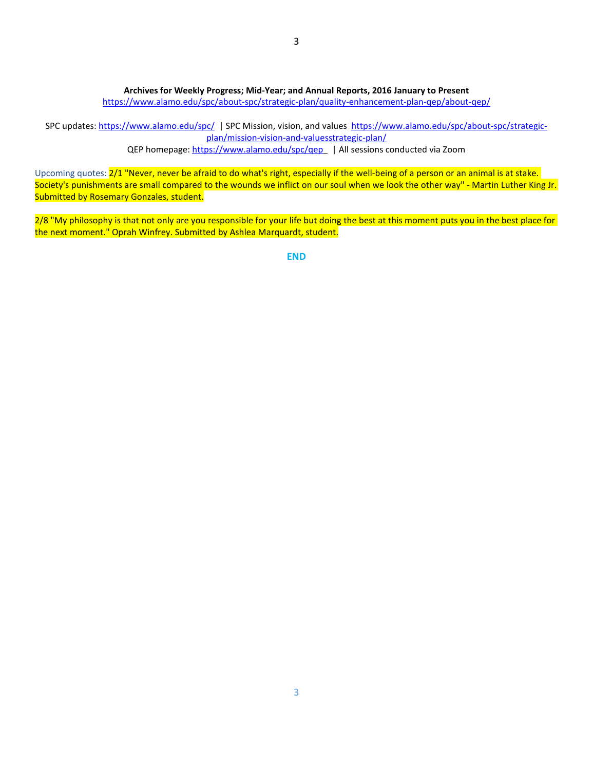**Archives for Weekly Progress; Mid-Year; and Annual Reports, 2016 January to Present**

https://www.alamo.edu/spc/about-spc/strategic-plan/quality-enhancement-plan-qep/about-qep/

SPC updates: https://www.alamo.edu/spc/ | SPC Mission, vision, and values https://www.alamo.edu/spc/about-spc/strategic-plan/mission-vision-and-valuesstrategic-plan/

QEP homepage: https://www.alamo.edu/spc/qep | All sessions conducted via Zoom

Upcoming quotes: 2/1 "Never, never be afraid to do what's right, especially if the well-being of a person or an animal is at stake. Society's punishments are small compared to the wounds we inflict on our soul when we look the other way" - Martin Luther King Jr. Submitted by Rosemary Gonzales, student.

2/8 "My philosophy is that not only are you responsible for your life but doing the best at this moment puts you in the best place for the next moment." Oprah Winfrey. Submitted by Ashlea Marquardt, student.

**END**